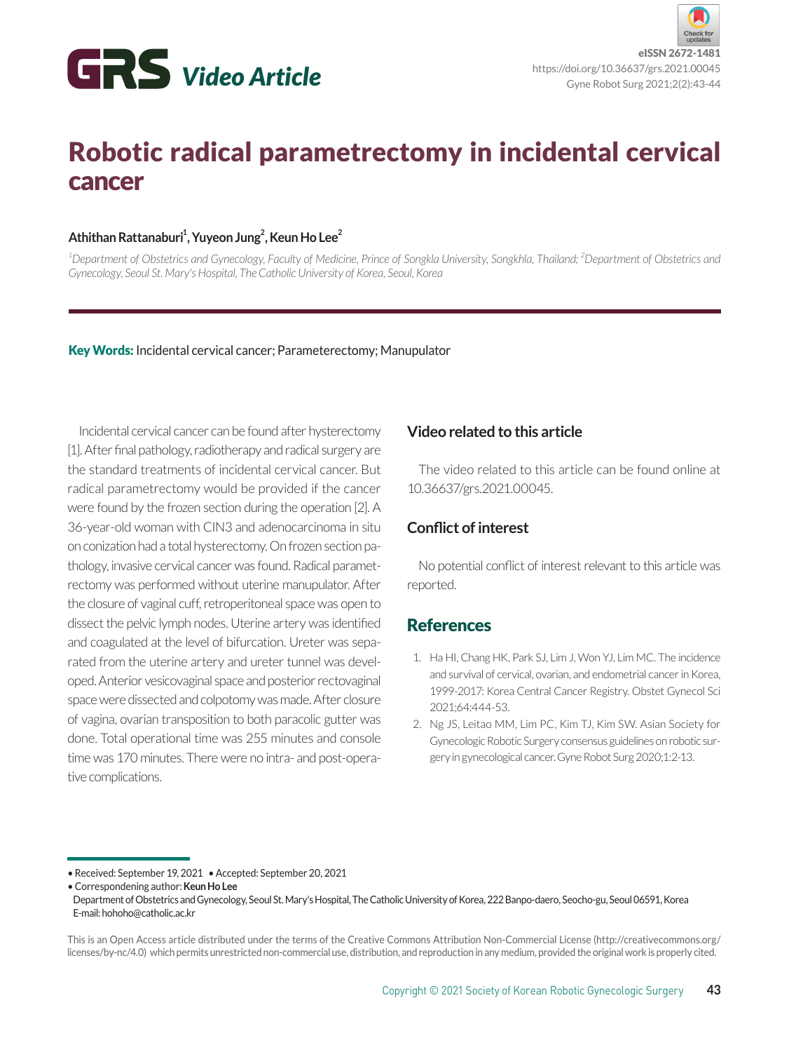GRS *Video Article*

eISSN 2672-1481
https://doi.org/10.36637/grs.2021.00045

# Robotic radical parametrectomy in incidental cervical cancer

**Athithan Rattanaburi[1], Yuyeon Jung[2], Keun Ho Lee[2]**

*[1]Department of Obstetrics and Gynecology, Faculty of Medicine, Prince of Songkla University, Songkhla, Thailand; [2]Department of Obstetrics and Gynecology, Seoul St. Mary's Hospital, The Catholic University of Korea, Seoul, Korea*

**Key Words:** Incidental cervical cancer; Parameterectomy; Manupulator

Incidental cervical cancer can be found after hysterectomy [1]. After final pathology, radiotherapy and radical surgery are the standard treatments of incidental cervical cancer. But radical parametrectomy would be provided if the cancer were found by the frozen section during the operation [2]. A 36-year-old woman with CIN3 and adenocarcinoma in situ on conization had a total hysterectomy. On frozen section pathology, invasive cervical cancer was found. Radical parametrectomy was performed without uterine manupulator. After the closure of vaginal cuff, retroperitoneal space was open to dissect the pelvic lymph nodes. Uterine artery was identified and coagulated at the level of bifurcation. Ureter was separated from the uterine artery and ureter tunnel was developed. Anterior vesicovaginal space and posterior rectovaginal space were dissected and colpotomy was made. After closure of vagina, ovarian transposition to both paracolic gutter was done. Total operational time was 255 minutes and console time was 170 minutes. There were no intra- and post-operative complications.

## Video related to this article

The video related to this article can be found online at 10.36637/grs.2021.00045.

## Conflict of interest

No potential conflict of interest relevant to this article was reported.

## References

1. Ha HI, Chang HK, Park SJ, Lim J, Won YJ, Lim MC. The incidence and survival of cervical, ovarian, and endometrial cancer in Korea, 1999-2017: Korea Central Cancer Registry. Obstet Gynecol Sci 2021;64:444-53.
2. Ng JS, Leitao MM, Lim PC, Kim TJ, Kim SW. Asian Society for Gynecologic Robotic Surgery consensus guidelines on robotic surgery in gynecological cancer. Gyne Robot Surg 2020;1:2-13.

• Received: September 19, 2021 • Accepted: September 20, 2021
• Correspondening author: **Keun Ho Lee**
Department of Obstetrics and Gynecology, Seoul St. Mary's Hospital, The Catholic University of Korea, 222 Banpo-daero, Seocho-gu, Seoul 06591, Korea
E-mail: hohoho@catholic.ac.kr

This is an Open Access article distributed under the terms of the Creative Commons Attribution Non-Commercial License (http://creativecommons.org/licenses/by-nc/4.0) which permits unrestricted non-commercial use, distribution, and reproduction in any medium, provided the original work is properly cited.

Copyright © 2021 Society of Korean Robotic Gynecologic Surgery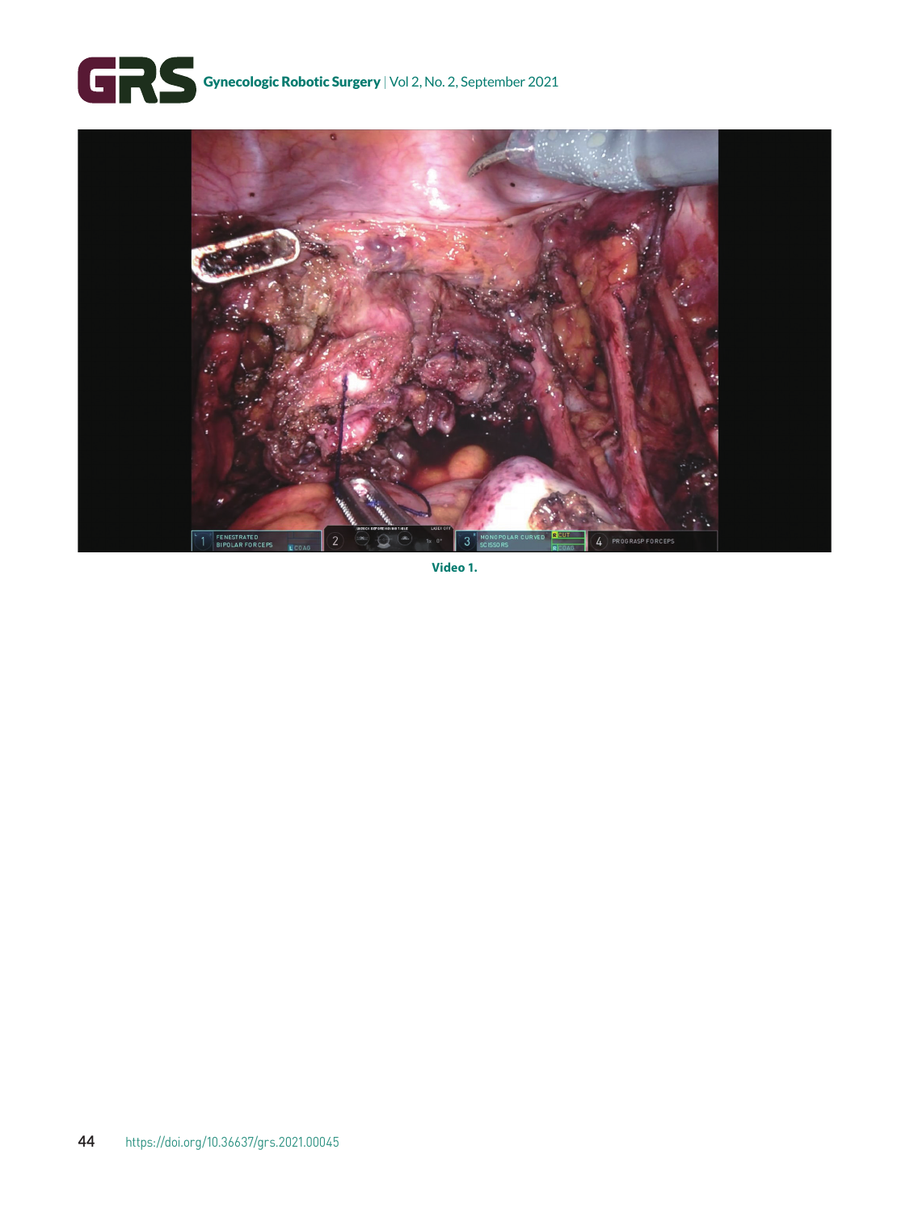Video 1.